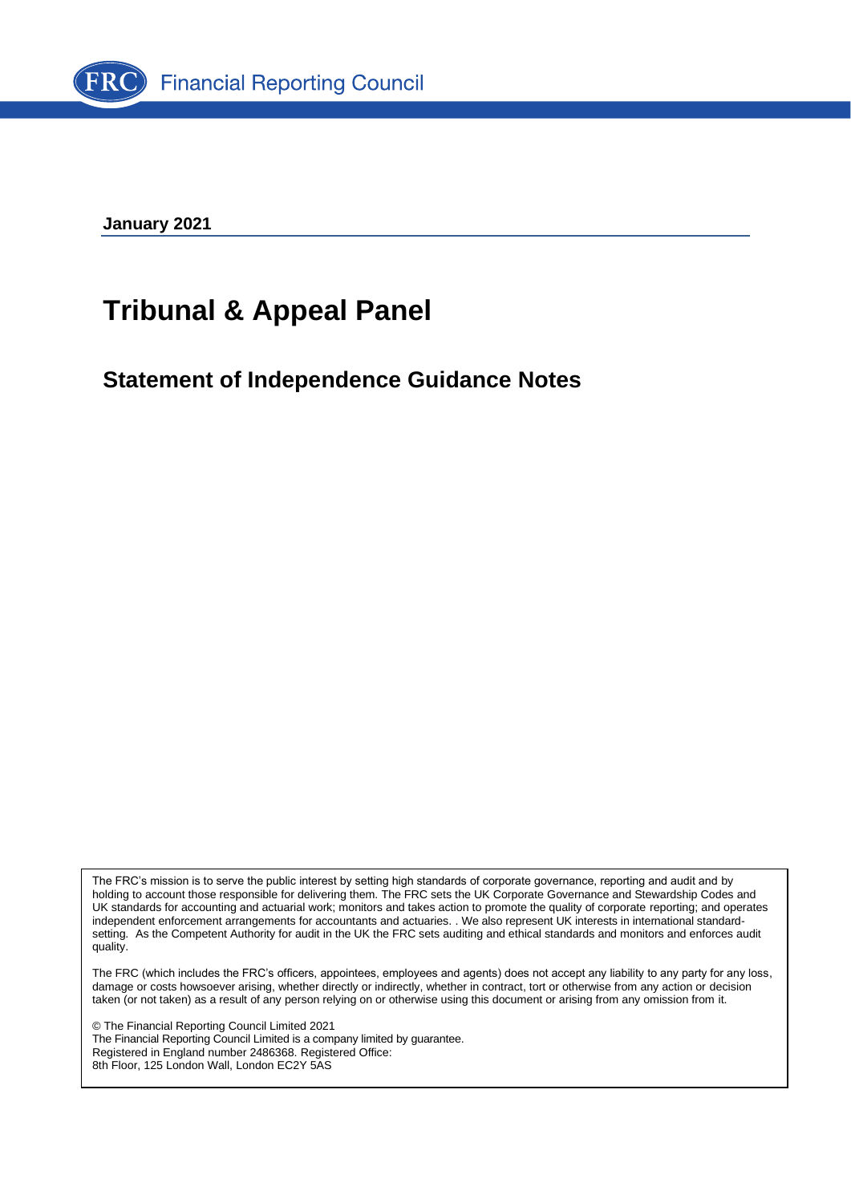Financial Reporting Council

**January 2021**

# Tribunal & Appeal Panel

## Statement of Independence Guidance Notes

The FRC's mission is to serve the public interest by setting high standards of corporate governance, reporting and audit and by holding to account those responsible for delivering them. The FRC sets the UK Corporate Governance and Stewardship Codes and UK standards for accounting and actuarial work; monitors and takes action to promote the quality of corporate reporting; and operates independent enforcement arrangements for accountants and actuaries. . We also represent UK interests in international standard-setting. As the Competent Authority for audit in the UK the FRC sets auditing and ethical standards and monitors and enforces audit quality.

The FRC (which includes the FRC's officers, appointees, employees and agents) does not accept any liability to any party for any loss, damage or costs howsoever arising, whether directly or indirectly, whether in contract, tort or otherwise from any action or decision taken (or not taken) as a result of any person relying on or otherwise using this document or arising from any omission from it.

© The Financial Reporting Council Limited 2021
The Financial Reporting Council Limited is a company limited by guarantee.
Registered in England number 2486368. Registered Office:
8th Floor, 125 London Wall, London EC2Y 5AS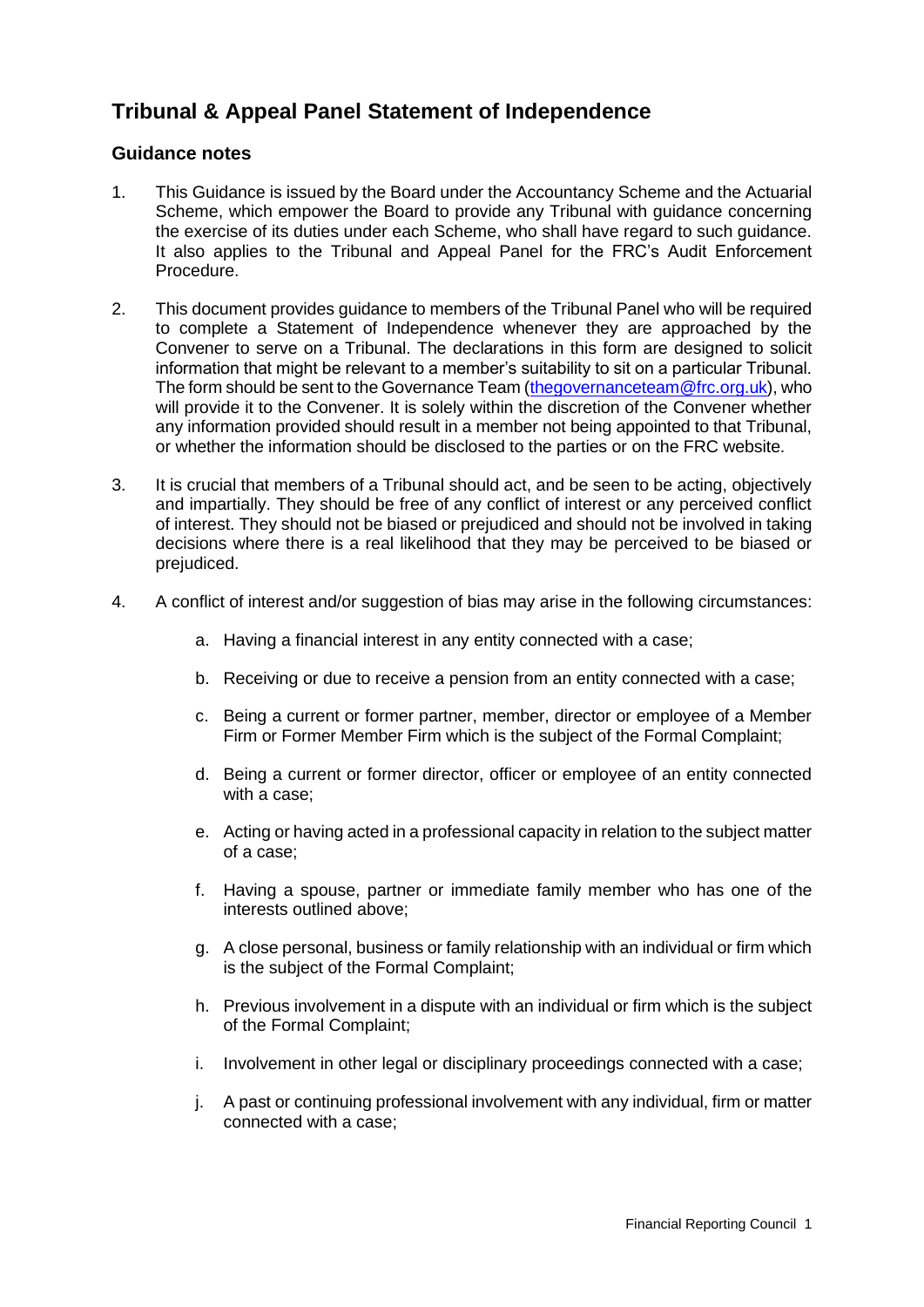# Tribunal & Appeal Panel Statement of Independence

## Guidance notes

1. This Guidance is issued by the Board under the Accountancy Scheme and the Actuarial Scheme, which empower the Board to provide any Tribunal with guidance concerning the exercise of its duties under each Scheme, who shall have regard to such guidance. It also applies to the Tribunal and Appeal Panel for the FRC's Audit Enforcement Procedure.

2. This document provides guidance to members of the Tribunal Panel who will be required to complete a Statement of Independence whenever they are approached by the Convener to serve on a Tribunal. The declarations in this form are designed to solicit information that might be relevant to a member's suitability to sit on a particular Tribunal. The form should be sent to the Governance Team (thegovernanceteam@frc.org.uk), who will provide it to the Convener. It is solely within the discretion of the Convener whether any information provided should result in a member not being appointed to that Tribunal, or whether the information should be disclosed to the parties or on the FRC website.

3. It is crucial that members of a Tribunal should act, and be seen to be acting, objectively and impartially. They should be free of any conflict of interest or any perceived conflict of interest. They should not be biased or prejudiced and should not be involved in taking decisions where there is a real likelihood that they may be perceived to be biased or prejudiced.

4. A conflict of interest and/or suggestion of bias may arise in the following circumstances:

    a. Having a financial interest in any entity connected with a case;

    b. Receiving or due to receive a pension from an entity connected with a case;

    c. Being a current or former partner, member, director or employee of a Member Firm or Former Member Firm which is the subject of the Formal Complaint;

    d. Being a current or former director, officer or employee of an entity connected with a case;

    e. Acting or having acted in a professional capacity in relation to the subject matter of a case;

    f. Having a spouse, partner or immediate family member who has one of the interests outlined above;

    g. A close personal, business or family relationship with an individual or firm which is the subject of the Formal Complaint;

    h. Previous involvement in a dispute with an individual or firm which is the subject of the Formal Complaint;

    i. Involvement in other legal or disciplinary proceedings connected with a case;

    j. A past or continuing professional involvement with any individual, firm or matter connected with a case;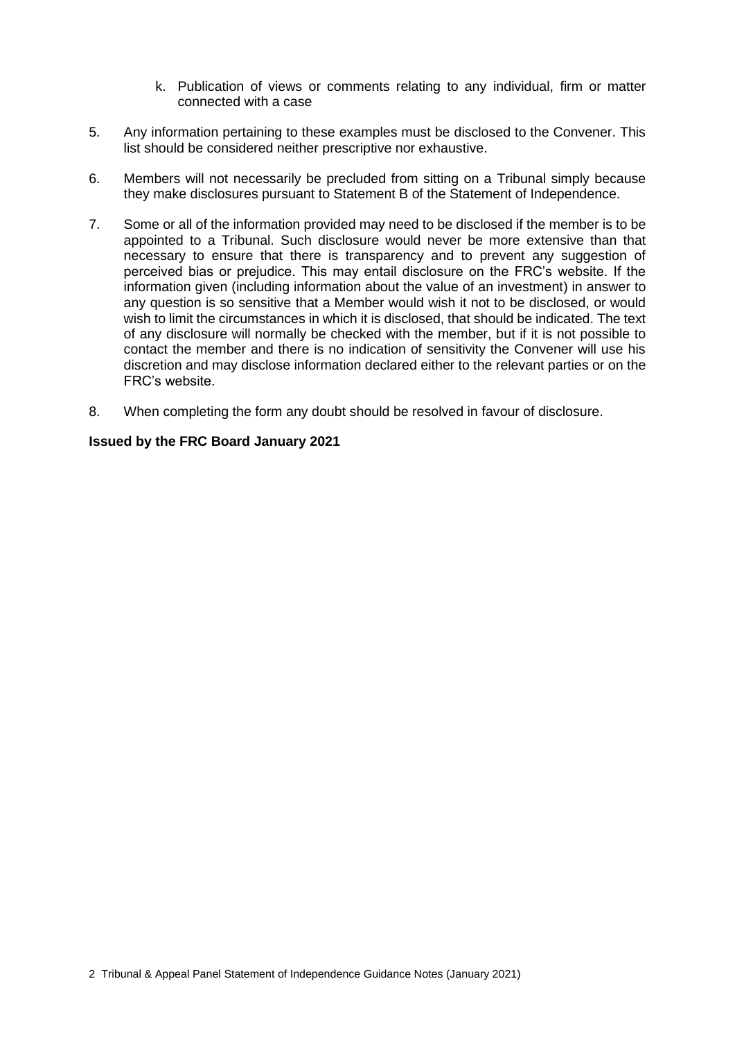k. Publication of views or comments relating to any individual, firm or matter connected with a case

5. Any information pertaining to these examples must be disclosed to the Convener. This list should be considered neither prescriptive nor exhaustive.

6. Members will not necessarily be precluded from sitting on a Tribunal simply because they make disclosures pursuant to Statement B of the Statement of Independence.

7. Some or all of the information provided may need to be disclosed if the member is to be appointed to a Tribunal. Such disclosure would never be more extensive than that necessary to ensure that there is transparency and to prevent any suggestion of perceived bias or prejudice. This may entail disclosure on the FRC's website. If the information given (including information about the value of an investment) in answer to any question is so sensitive that a Member would wish it not to be disclosed, or would wish to limit the circumstances in which it is disclosed, that should be indicated. The text of any disclosure will normally be checked with the member, but if it is not possible to contact the member and there is no indication of sensitivity the Convener will use his discretion and may disclose information declared either to the relevant parties or on the FRC's website.

8. When completing the form any doubt should be resolved in favour of disclosure.

**Issued by the FRC Board January 2021**